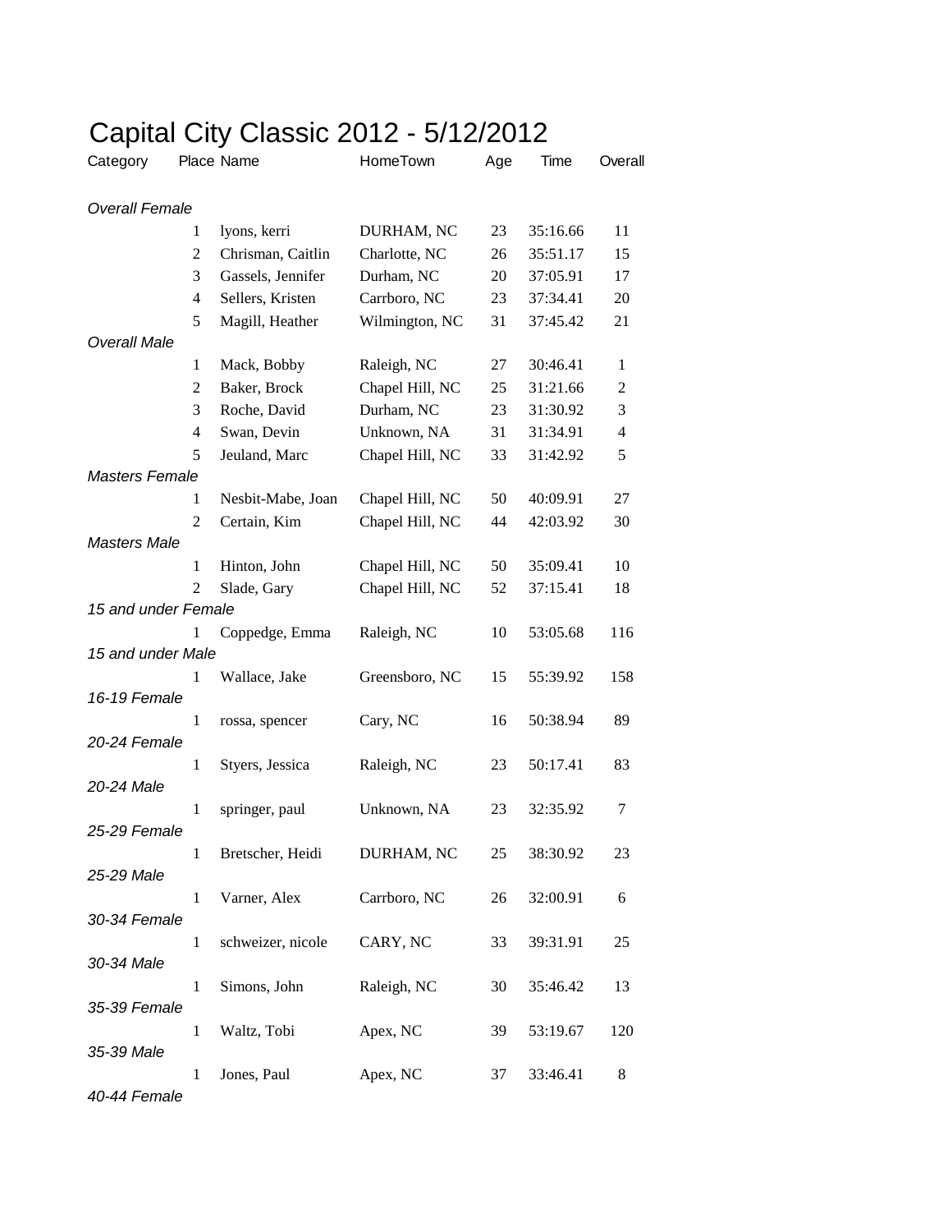# Capital City Classic 2012 - 5/12/2012

| Category | Place | Name | HomeTown | Age | Time | Overall |
|---|---|---|---|---|---|---|
| *Overall Female* | | | | | | |
| | 1 | lyons, kerri | DURHAM, NC | 23 | 35:16.66 | 11 |
| | 2 | Chrisman, Caitlin | Charlotte, NC | 26 | 35:51.17 | 15 |
| | 3 | Gassels, Jennifer | Durham, NC | 20 | 37:05.91 | 17 |
| | 4 | Sellers, Kristen | Carrboro, NC | 23 | 37:34.41 | 20 |
| | 5 | Magill, Heather | Wilmington, NC | 31 | 37:45.42 | 21 |
| *Overall Male* | | | | | | |
| | 1 | Mack, Bobby | Raleigh, NC | 27 | 30:46.41 | 1 |
| | 2 | Baker, Brock | Chapel Hill, NC | 25 | 31:21.66 | 2 |
| | 3 | Roche, David | Durham, NC | 23 | 31:30.92 | 3 |
| | 4 | Swan, Devin | Unknown, NA | 31 | 31:34.91 | 4 |
| | 5 | Jeuland, Marc | Chapel Hill, NC | 33 | 31:42.92 | 5 |
| *Masters Female* | | | | | | |
| | 1 | Nesbit-Mabe, Joan | Chapel Hill, NC | 50 | 40:09.91 | 27 |
| | 2 | Certain, Kim | Chapel Hill, NC | 44 | 42:03.92 | 30 |
| *Masters Male* | | | | | | |
| | 1 | Hinton, John | Chapel Hill, NC | 50 | 35:09.41 | 10 |
| | 2 | Slade, Gary | Chapel Hill, NC | 52 | 37:15.41 | 18 |
| *15 and under Female* | | | | | | |
| | 1 | Coppedge, Emma | Raleigh, NC | 10 | 53:05.68 | 116 |
| *15 and under Male* | | | | | | |
| | 1 | Wallace, Jake | Greensboro, NC | 15 | 55:39.92 | 158 |
| *16-19 Female* | | | | | | |
| | 1 | rossa, spencer | Cary, NC | 16 | 50:38.94 | 89 |
| *20-24 Female* | | | | | | |
| | 1 | Styers, Jessica | Raleigh, NC | 23 | 50:17.41 | 83 |
| *20-24 Male* | | | | | | |
| | 1 | springer, paul | Unknown, NA | 23 | 32:35.92 | 7 |
| *25-29 Female* | | | | | | |
| | 1 | Bretscher, Heidi | DURHAM, NC | 25 | 38:30.92 | 23 |
| *25-29 Male* | | | | | | |
| | 1 | Varner, Alex | Carrboro, NC | 26 | 32:00.91 | 6 |
| *30-34 Female* | | | | | | |
| | 1 | schweizer, nicole | CARY, NC | 33 | 39:31.91 | 25 |
| *30-34 Male* | | | | | | |
| | 1 | Simons, John | Raleigh, NC | 30 | 35:46.42 | 13 |
| *35-39 Female* | | | | | | |
| | 1 | Waltz, Tobi | Apex, NC | 39 | 53:19.67 | 120 |
| *35-39 Male* | | | | | | |
| | 1 | Jones, Paul | Apex, NC | 37 | 33:46.41 | 8 |
| *40-44 Female* | | | | | | |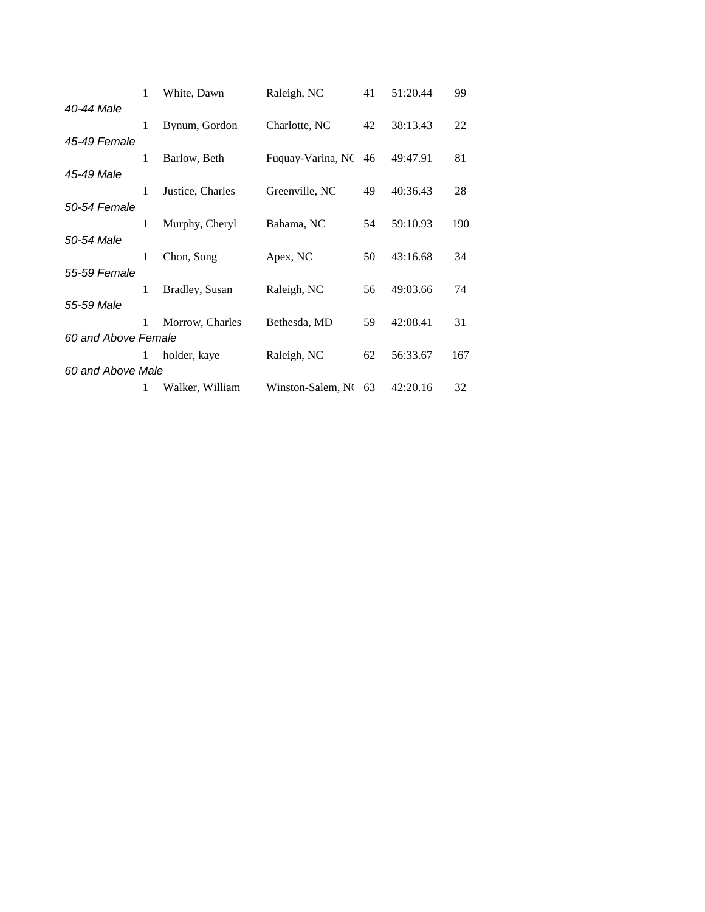| | | | | | | |
|---|---|---|---|---|---|---|
| | 1 | White, Dawn | Raleigh, NC | 41 | 51:20.44 | 99 |
| *40-44 Male* | | | | | | |
| | 1 | Bynum, Gordon | Charlotte, NC | 42 | 38:13.43 | 22 |
| *45-49 Female* | | | | | | |
| | 1 | Barlow, Beth | Fuquay-Varina, NC | 46 | 49:47.91 | 81 |
| *45-49 Male* | | | | | | |
| | 1 | Justice, Charles | Greenville, NC | 49 | 40:36.43 | 28 |
| *50-54 Female* | | | | | | |
| | 1 | Murphy, Cheryl | Bahama, NC | 54 | 59:10.93 | 190 |
| *50-54 Male* | | | | | | |
| | 1 | Chon, Song | Apex, NC | 50 | 43:16.68 | 34 |
| *55-59 Female* | | | | | | |
| | 1 | Bradley, Susan | Raleigh, NC | 56 | 49:03.66 | 74 |
| *55-59 Male* | | | | | | |
| | 1 | Morrow, Charles | Bethesda, MD | 59 | 42:08.41 | 31 |
| *60 and Above Female* | | | | | | |
| | 1 | holder, kaye | Raleigh, NC | 62 | 56:33.67 | 167 |
| *60 and Above Male* | | | | | | |
| | 1 | Walker, William | Winston-Salem, NC | 63 | 42:20.16 | 32 |